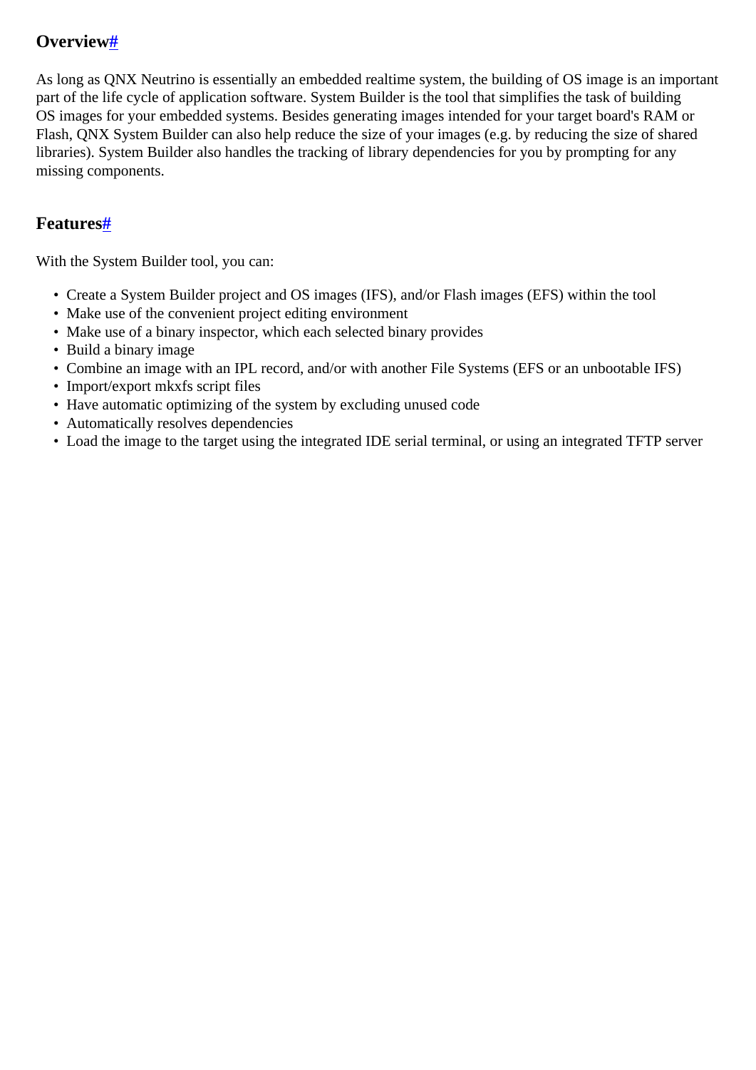## Overview#

As long as QNX Neutrino is essentially an embedded realtime system, the building of OS image is an important part of the life cycle of application software. System Builder is the tool that simplifies the task of building OS images for your embedded systems. Besides generating images intended for your target board's RAM or Flash, QNX System Builder can also help reduce the size of your images (e.g. by reducing the size of shared libraries). System Builder also handles the tracking of library dependencies for you by prompting for any missing components.

## Features#

With the System Builder tool, you can:

- Create a System Builder project and OS images (IFS), and/or Flash images (EFS) within the tool
- Make use of the convenient project editing environment
- Make use of a binary inspector, which each selected binary provides
- Build a binary image
- Combine an image with an IPL record, and/or with another File Systems (EFS or an unbootable IFS)
- Import/export mkxfs script files
- Have automatic optimizing of the system by excluding unused code
- Automatically resolves dependencies
- Load the image to the target using the integrated IDE serial terminal, or using an integrated TFTP server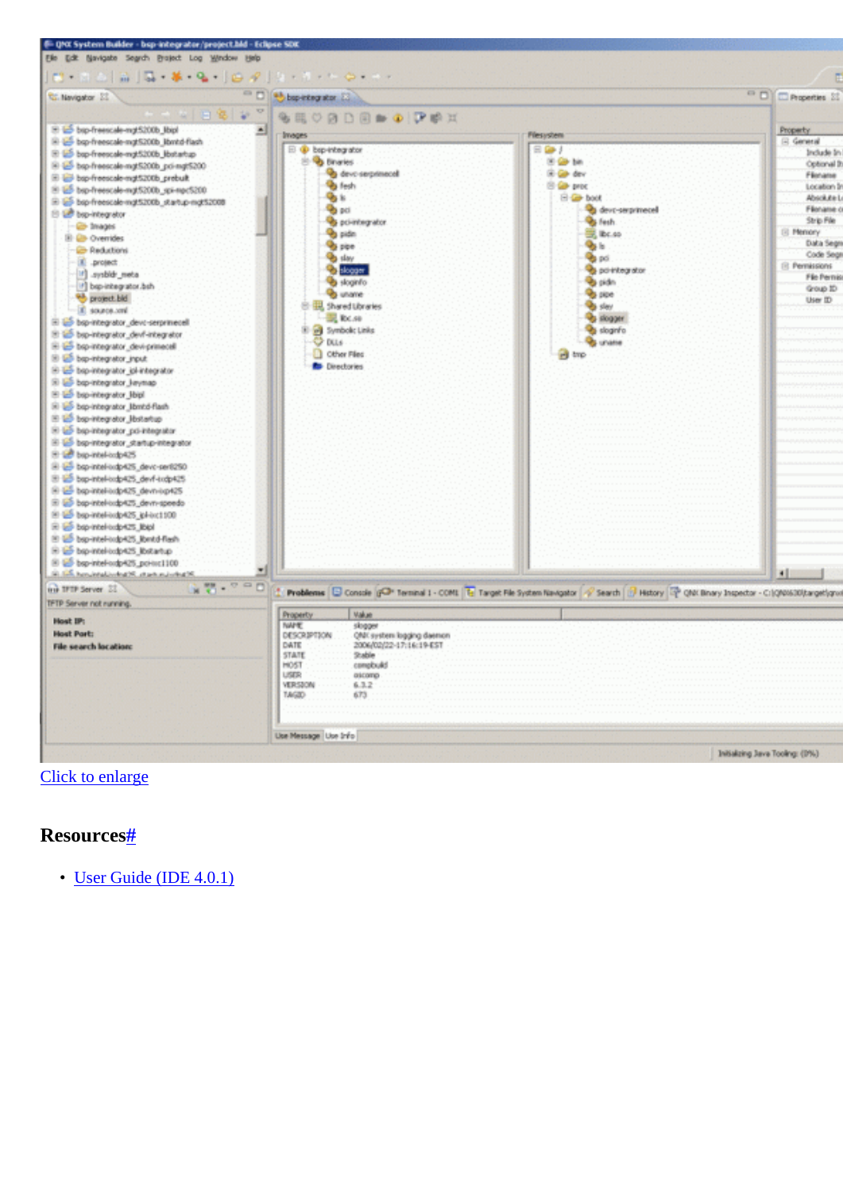Click to enlarge

## Resources#

- User Guide (IDE 4.0.1)